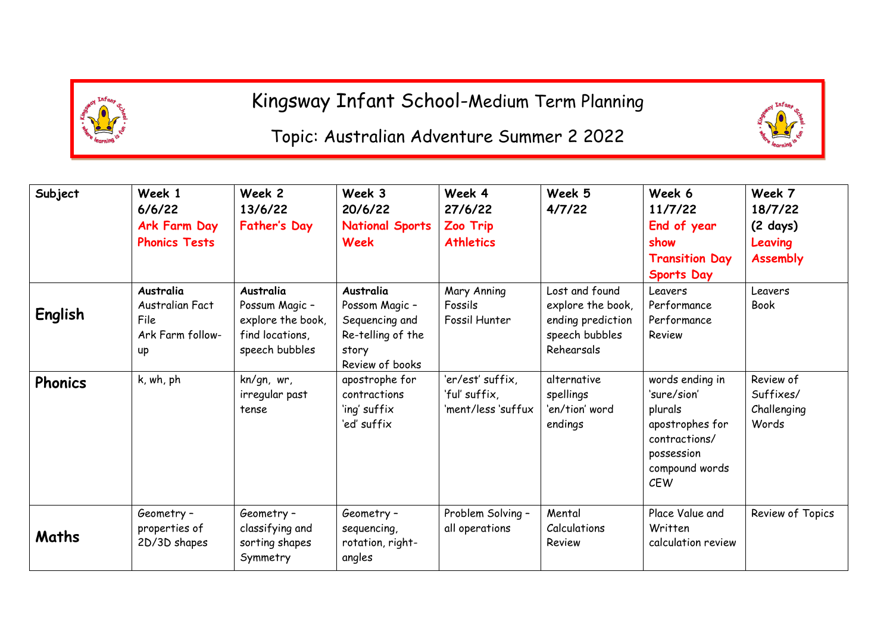# Kingsway Infant School-Medium Term Planning

## Topic: Australian Adventure Summer 2 2022

| Subject | Week 1<br>6/6/22<br>**Ark Farm Day**<br>**Phonics Tests** | Week 2<br>13/6/22<br>**Father's Day** | Week 3<br>20/6/22<br>**National Sports Week** | Week 4<br>27/6/22<br>**Zoo Trip**<br>**Athletics** | Week 5<br>4/7/22 | Week 6<br>11/7/22<br>**End of year show**<br>**Transition Day**<br>**Sports Day** | Week 7<br>18/7/22<br>(2 days)<br>**Leaving Assembly** |
|---|---|---|---|---|---|---|---|
| **English** | **Australia**<br>Australian Fact File<br>Ark Farm follow-up | **Australia**<br>Possum Magic – explore the book, find locations, speech bubbles | **Australia**<br>Possum Magic – Sequencing and Re-telling of the story<br>Review of books | Mary Anning<br>Fossils<br>Fossil Hunter | Lost and found explore the book, ending prediction speech bubbles<br>Rehearsals | Leavers Performance<br>Performance Review | Leavers Book |
| **Phonics** | k, wh, ph | kn/gn, wr, irregular past tense | apostrophe for contractions<br>'ing' suffix<br>'ed' suffix | 'er/est' suffix,<br>'ful' suffix,<br>'ment/less 'sufux | alternative spellings<br>'en/tion' word endings | words ending in 'sure/sion'<br>plurals<br>apostrophes for contractions/ possession<br>compound words<br>CEW | Review of Suffixes/ Challenging Words |
| **Maths** | Geometry – properties of 2D/3D shapes | Geometry – classifying and sorting shapes<br>Symmetry | Geometry – sequencing, rotation, right-angles | Problem Solving – all operations | Mental Calculations Review | Place Value and Written calculation review | Review of Topics |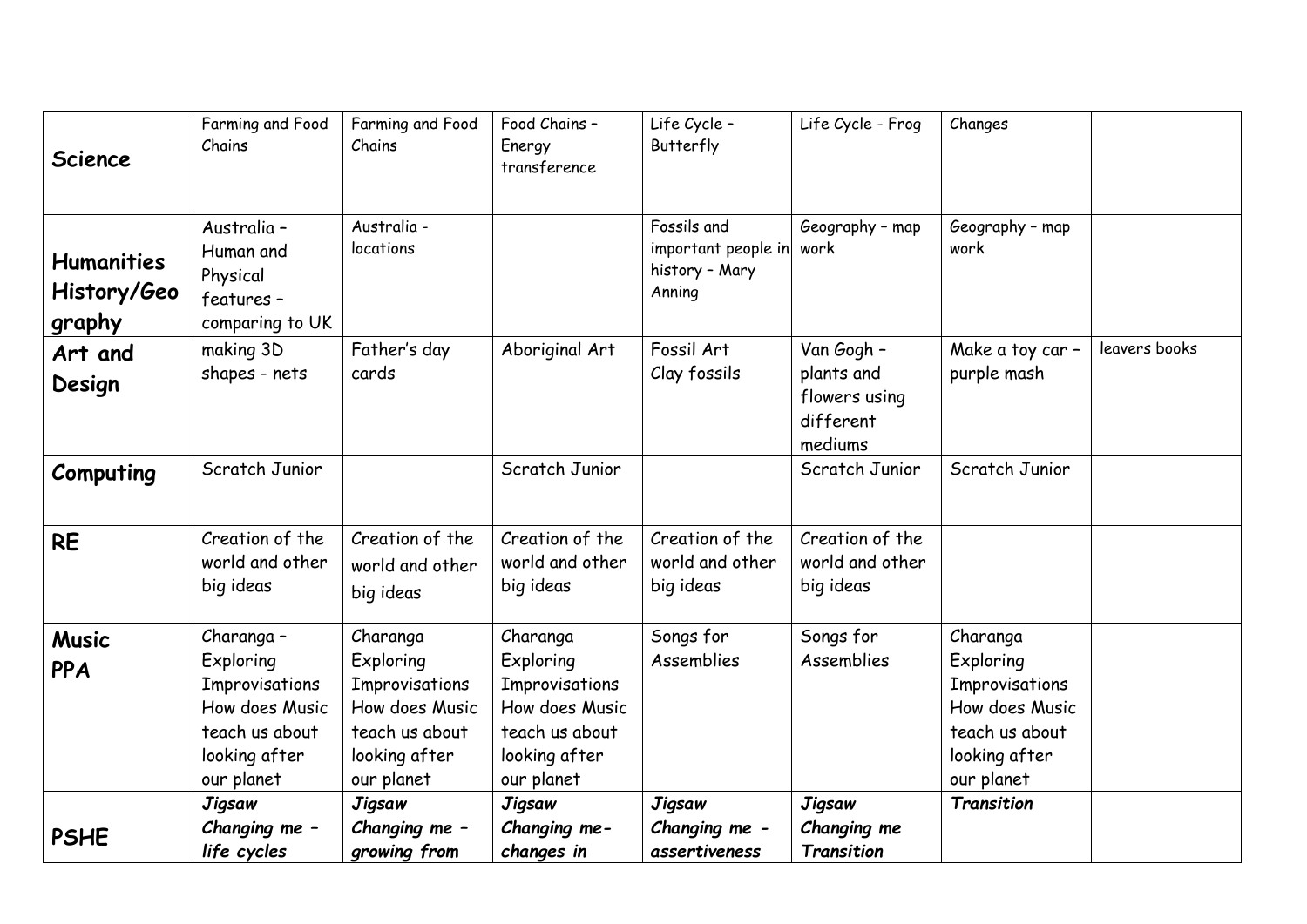| **Science** | Farming and Food Chains | Farming and Food Chains | Food Chains – Energy transference | Life Cycle – Butterfly | Life Cycle - Frog | Changes | |
|---|---|---|---|---|---|---|---|
| **Humanities History/Geography** | Australia – Human and Physical features – comparing to UK | Australia - locations | | Fossils and important people in history – Mary Anning | Geography – map work | Geography – map work | |
| **Art and Design** | making 3D shapes - nets | Father's day cards | Aboriginal Art | Fossil Art Clay fossils | Van Gogh – plants and flowers using different mediums | Make a toy car – purple mash | leavers books |
| **Computing** | Scratch Junior | | Scratch Junior | | Scratch Junior | Scratch Junior | |
| **RE** | Creation of the world and other big ideas | Creation of the world and other big ideas | Creation of the world and other big ideas | Creation of the world and other big ideas | Creation of the world and other big ideas | | |
| **Music PPA** | Charanga – Exploring Improvisations How does Music teach us about looking after our planet | Charanga Exploring Improvisations How does Music teach us about looking after our planet | Charanga Exploring Improvisations How does Music teach us about looking after our planet | Songs for Assemblies | Songs for Assemblies | Charanga Exploring Improvisations How does Music teach us about looking after our planet | |
| **PSHE** | ***Jigsaw Changing me – life cycles*** | ***Jigsaw Changing me – growing from*** | ***Jigsaw Changing me- changes in*** | ***Jigsaw Changing me - assertiveness*** | ***Jigsaw Changing me Transition*** | ***Transition*** | |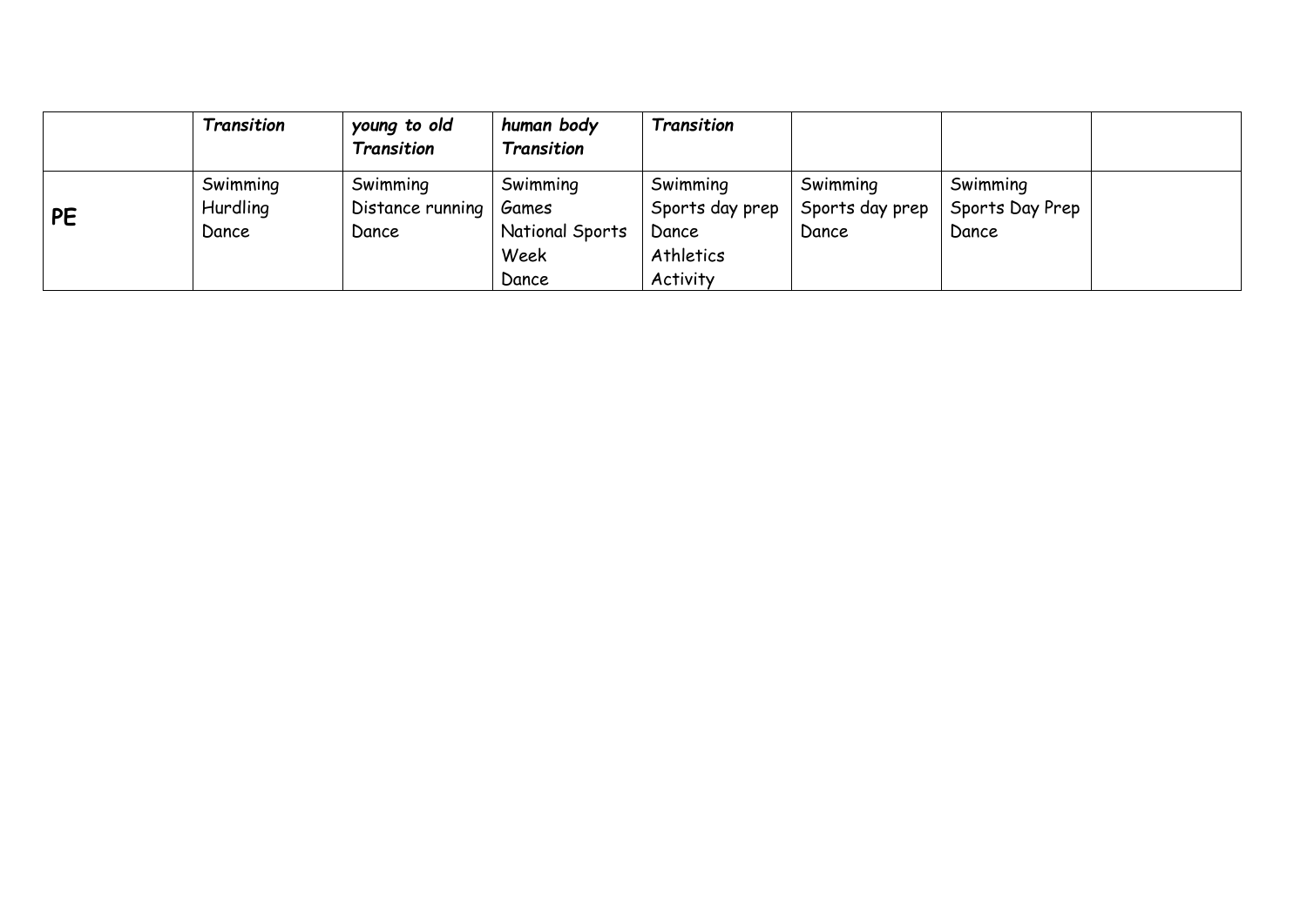| | | | | | | | |
|---|---|---|---|---|---|---|---|
| | ***Transition*** | ***young to old Transition*** | ***human body Transition*** | ***Transition*** | | | |
| **PE** | Swimming<br>Hurdling<br>Dance | Swimming<br>Distance running<br>Dance | Swimming<br>Games<br>National Sports Week<br>Dance | Swimming<br>Sports day prep<br>Dance<br>Athletics<br>Activity | Swimming<br>Sports day prep<br>Dance | Swimming<br>Sports Day Prep<br>Dance | |